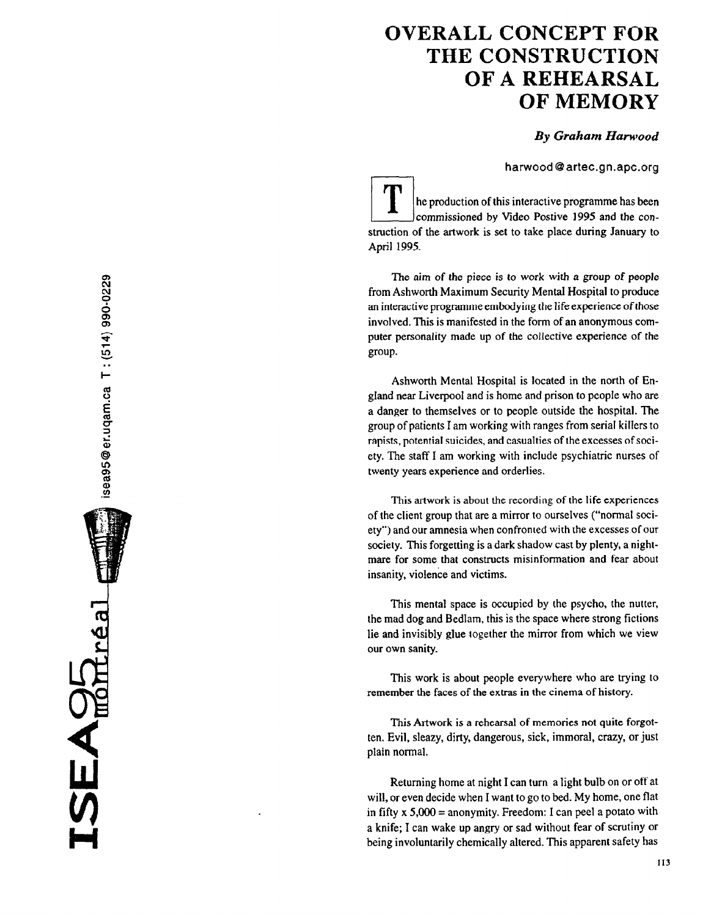# OVERALL CONCEPT FOR THE CONSTRUCTION OF A REHEARSAL OF MEMORY

***By Graham Harwood***

harwood@artec.gn.apc.org

The production of this interactive programme has been commissioned by Video Postive 1995 and the construction of the artwork is set to take place during January to April 1995.

The aim of the piece is to work with a group of people from Ashworth Maximum Security Mental Hospital to produce an interactive programme embodying the life experience of those involved. This is manifested in the form of an anonymous computer personality made up of the collective experience of the group.

Ashworth Mental Hospital is located in the north of England near Liverpool and is home and prison to people who are a danger to themselves or to people outside the hospital. The group of patients I am working with ranges from serial killers to rapists, potential suicides, and casualties of the excesses of society. The staff I am working with include psychiatric nurses of twenty years experience and orderlies.

This artwork is about the recording of the life experiences of the client group that are a mirror to ourselves ("normal society") and our amnesia when confronted with the excesses of our society. This forgetting is a dark shadow cast by plenty, a nightmare for some that constructs misinformation and fear about insanity, violence and victims.

This mental space is occupied by the psycho, the nutter, the mad dog and Bedlam, this is the space where strong fictions lie and invisibly glue together the mirror from which we view our own sanity.

This work is about people everywhere who are trying to remember the faces of the extras in the cinema of history.

This Artwork is a rehearsal of memories not quite forgotten. Evil, sleazy, dirty, dangerous, sick, immoral, crazy, or just plain normal.

Returning home at night I can turn a light bulb on or off at will, or even decide when I want to go to bed. My home, one flat in fifty x 5,000 = anonymity. Freedom: I can peel a potato with a knife; I can wake up angry or sad without fear of scrutiny or being involuntarily chemically altered. This apparent safety has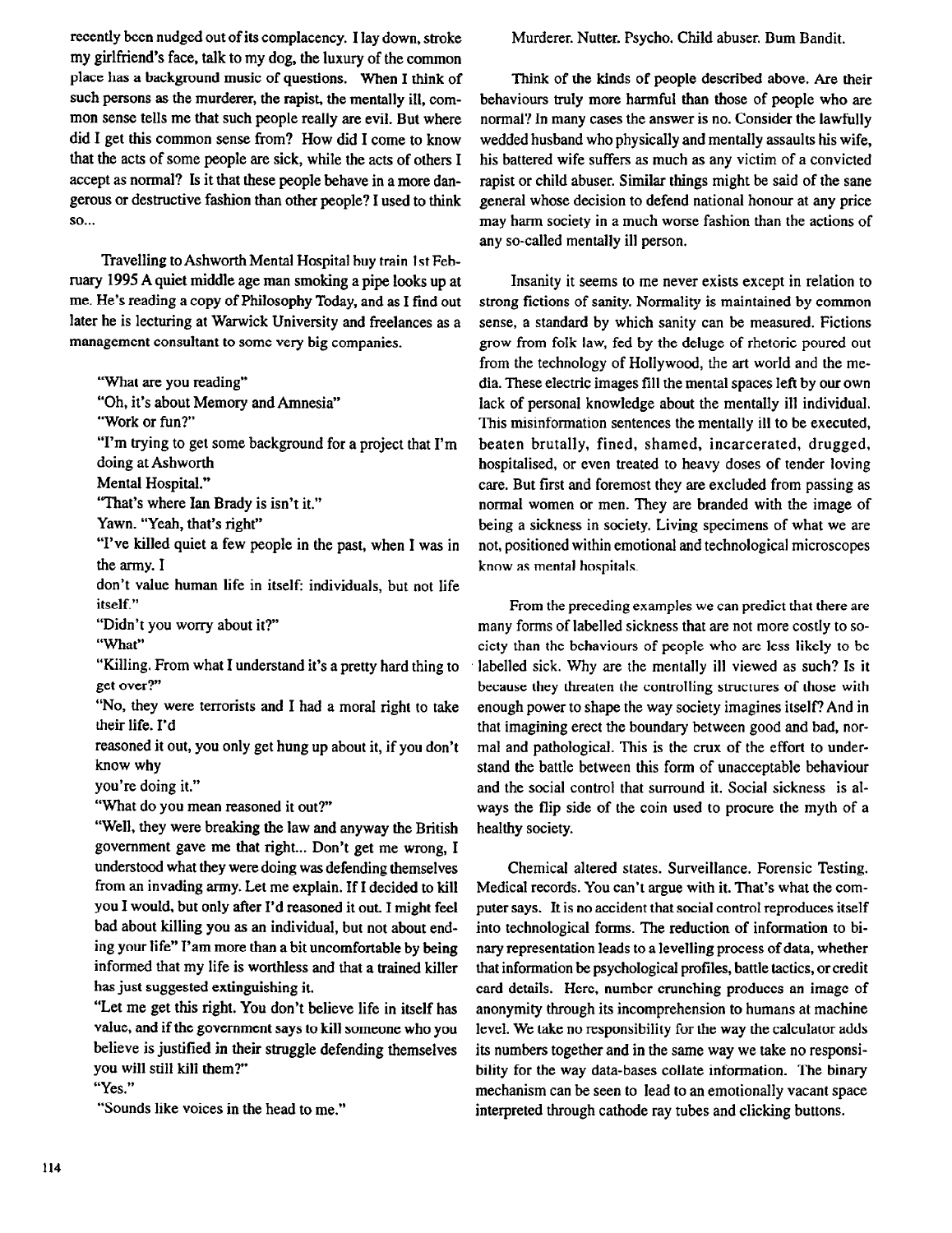recently been nudged out of its complacency. I lay down, stroke my girlfriend's face, talk to my dog, the luxury of the common place has a background music of questions. When I think of such persons as the murderer, the rapist, the mentally ill, common sense tells me that such people really are evil. But where did I get this common sense from? How did I come to know that the acts of some people are sick, while the acts of others I accept as normal? Is it that these people behave in a more dangerous or destructive fashion than other people? I used to think so...

Travelling to Ashworth Mental Hospital buy train 1st February 1995 A quiet middle age man smoking a pipe looks up at me. He's reading a copy of Philosophy Today, and as I find out later he is lecturing at Warwick University and freelances as a management consultant to some very big companies.

"What are you reading"

"Oh, it's about Memory and Amnesia"

"Work or fun?"

"I'm trying to get some background for a project that I'm doing at Ashworth Mental Hospital."

"That's where Ian Brady is isn't it."

Yawn. "Yeah, that's right"

"I've killed quiet a few people in the past, when I was in the army. I don't value human life in itself: individuals, but not life itself."

"Didn't you worry about it?"

"What"

"Killing. From what I understand it's a pretty hard thing to get over?"

"No, they were terrorists and I had a moral right to take their life. I'd reasoned it out, you only get hung up about it, if you don't know why you're doing it."

"What do you mean reasoned it out?"

"Well, they were breaking the law and anyway the British government gave me that right... Don't get me wrong, I understood what they were doing was defending themselves from an invading army. Let me explain. If I decided to kill you I would, but only after I'd reasoned it out. I might feel bad about killing you as an individual, but not about ending your life" I'am more than a bit uncomfortable by being informed that my life is worthless and that a trained killer has just suggested extinguishing it.

"Let me get this right. You don't believe life in itself has value, and if the government says to kill someone who you believe is justified in their struggle defending themselves you will still kill them?"

"Yes."

"Sounds like voices in the head to me."

Murderer. Nutter. Psycho. Child abuser. Bum Bandit.

Think of the kinds of people described above. Are their behaviours truly more harmful than those of people who are normal? In many cases the answer is no. Consider the lawfully wedded husband who physically and mentally assaults his wife, his battered wife suffers as much as any victim of a convicted rapist or child abuser. Similar things might be said of the sane general whose decision to defend national honour at any price may harm society in a much worse fashion than the actions of any so-called mentally ill person.

Insanity it seems to me never exists except in relation to strong fictions of sanity. Normality is maintained by common sense, a standard by which sanity can be measured. Fictions grow from folk law, fed by the deluge of rhetoric poured out from the technology of Hollywood, the art world and the media. These electric images fill the mental spaces left by our own lack of personal knowledge about the mentally ill individual. This misinformation sentences the mentally ill to be executed, beaten brutally, fined, shamed, incarcerated, drugged, hospitalised, or even treated to heavy doses of tender loving care. But first and foremost they are excluded from passing as normal women or men. They are branded with the image of being a sickness in society. Living specimens of what we are not, positioned within emotional and technological microscopes know as mental hospitals.

From the preceding examples we can predict that there are many forms of labelled sickness that are not more costly to society than the behaviours of people who are less likely to be labelled sick. Why are the mentally ill viewed as such? Is it because they threaten the controlling structures of those with enough power to shape the way society imagines itself? And in that imagining erect the boundary between good and bad, normal and pathological. This is the crux of the effort to understand the battle between this form of unacceptable behaviour and the social control that surround it. Social sickness is always the flip side of the coin used to procure the myth of a healthy society.

Chemical altered states. Surveillance. Forensic Testing. Medical records. You can't argue with it. That's what the computer says. It is no accident that social control reproduces itself into technological forms. The reduction of information to binary representation leads to a levelling process of data, whether that information be psychological profiles, battle tactics, or credit card details. Here, number crunching produces an image of anonymity through its incomprehension to humans at machine level. We take no responsibility for the way the calculator adds its numbers together and in the same way we take no responsibility for the way data-bases collate information. The binary mechanism can be seen to lead to an emotionally vacant space interpreted through cathode ray tubes and clicking buttons.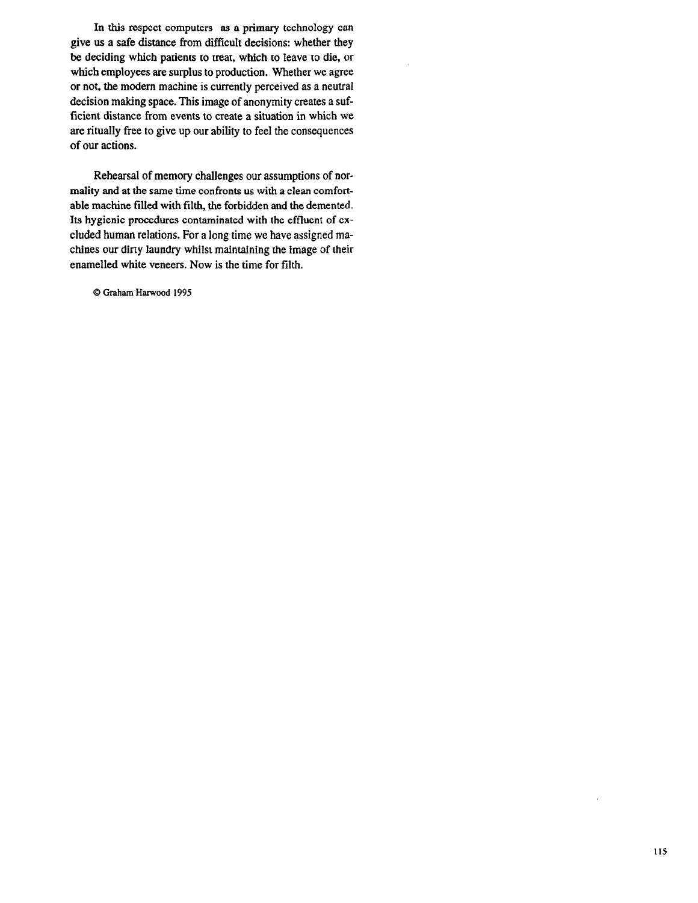In this respect computers as a primary technology can give us a safe distance from difficult decisions: whether they be deciding which patients to treat, which to leave to die, or which employees are surplus to production. Whether we agree or not, the modern machine is currently perceived as a neutral decision making space. This image of anonymity creates a sufficient distance from events to create a situation in which we are ritually free to give up our ability to feel the consequences of our actions.

Rehearsal of memory challenges our assumptions of normality and at the same time confronts us with a clean comfortable machine filled with filth, the forbidden and the demented. Its hygienic procedures contaminated with the effluent of excluded human relations. For a long time we have assigned machines our dirty laundry whilst maintaining the image of their enamelled white veneers. Now is the time for filth.

© Graham Harwood 1995